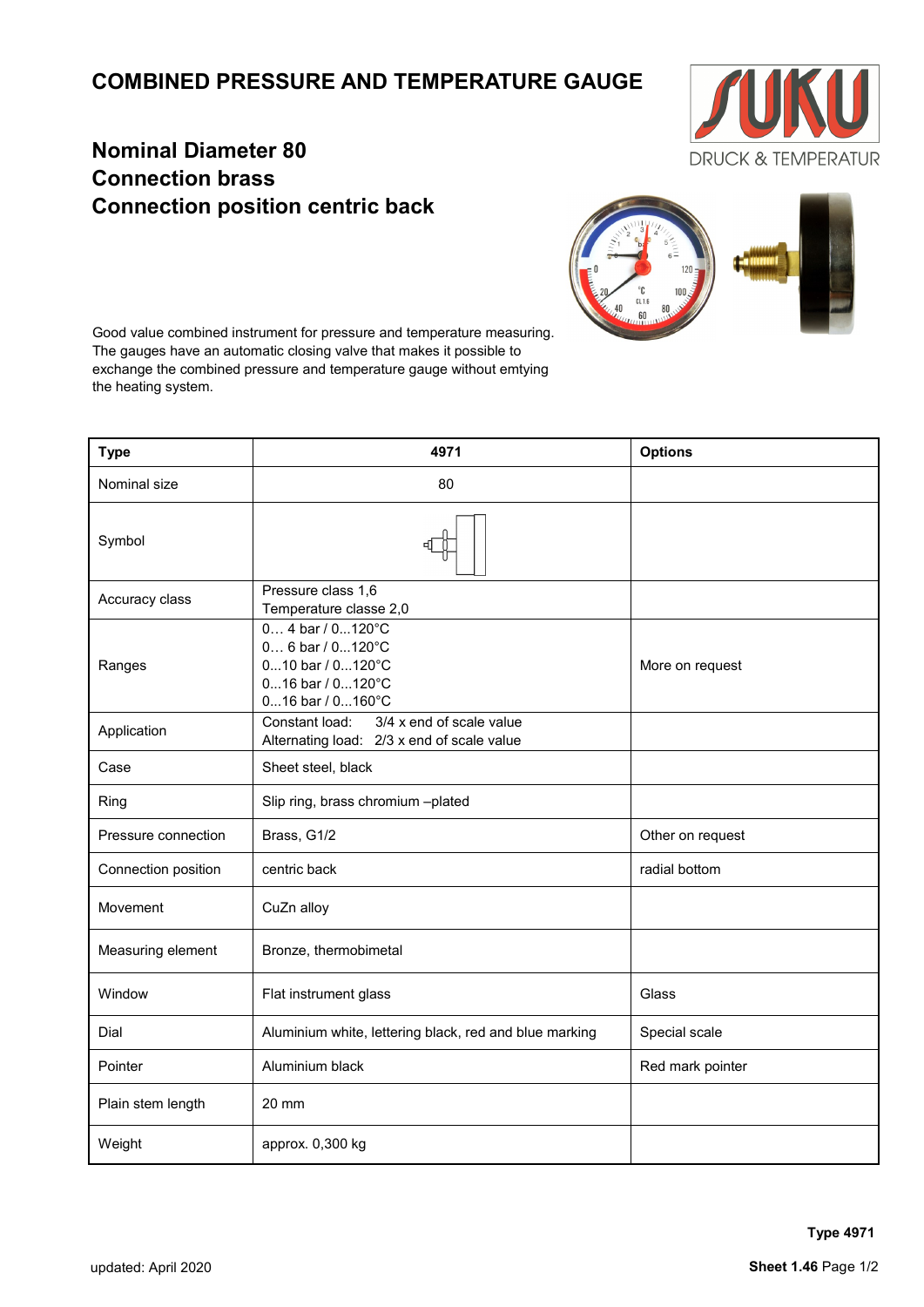# COMBINED PRESSURE AND TEMPERATURE GAUGE

## Nominal Diameter 80
## Connection brass
## Connection position centric back

SUKU DRUCK & TEMPERATUR

Good value combined instrument for pressure and temperature measuring. The gauges have an automatic closing valve that makes it possible to exchange the combined pressure and temperature gauge without emtying the heating system.

| **Type** | **4971** | **Options** |
|---|---|---|
| Nominal size | 80 | |
| Symbol | | |
| Accuracy class | Pressure class 1,6<br>Temperature classe 2,0 | |
| Ranges | 0… 4 bar / 0...120°C<br>0… 6 bar / 0...120°C<br>0...10 bar / 0...120°C<br>0...16 bar / 0...120°C<br>0...16 bar / 0...160°C | More on request |
| Application | Constant load: 3/4 x end of scale value<br>Alternating load: 2/3 x end of scale value | |
| Case | Sheet steel, black | |
| Ring | Slip ring, brass chromium –plated | |
| Pressure connection | Brass, G1/2 | Other on request |
| Connection position | centric back | radial bottom |
| Movement | CuZn alloy | |
| Measuring element | Bronze, thermobimetal | |
| Window | Flat instrument glass | Glass |
| Dial | Aluminium white, lettering black, red and blue marking | Special scale |
| Pointer | Aluminium black | Red mark pointer |
| Plain stem length | 20 mm | |
| Weight | approx. 0,300 kg | |

updated: April 2020

**Type 4971**

**Sheet 1.46**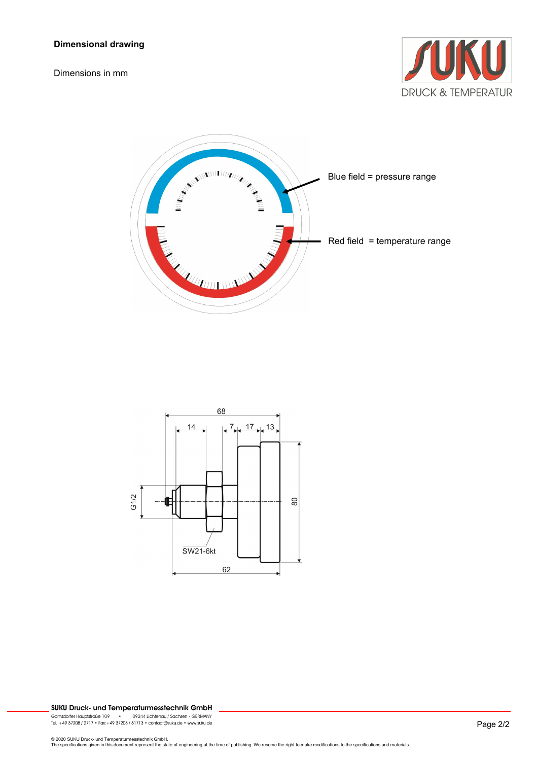**Dimensional drawing**

Dimensions in mm

SUKU

DRUCK & TEMPERATUR

Blue field = pressure range

Red field = temperature range

68

14

7

17

13

G1/2

80

SW21-6kt

62

**SUKU Druck- und Temperaturmesstechnik GmbH**
Gansdorfer Hauptstraße 109 • 09244 Lichtenau / Sachsen - GERMANY
Tel.: +49 37208 / 2717 • Fax: +49 37208 / 61713 • contact@suku.de • www.suku.de

© 2020 SUKU Druck- und Temperaturmesstechnik GmbH.
The specifications given in this document represent the state of engineering at the time of publishing. We reserve the right to make modifications to the specifications and materials.